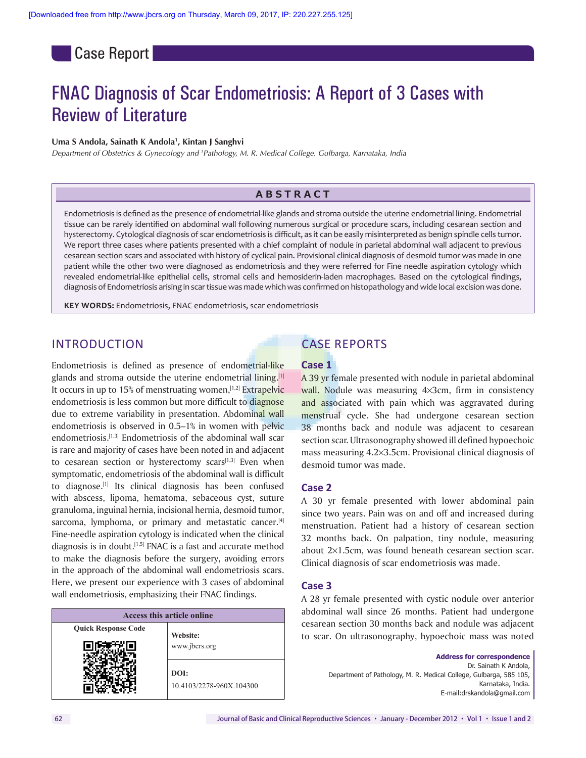Case Report

# FNAC Diagnosis of Scar Endometriosis: A Report of 3 Cases with Review of Literature

**Uma S Andola, Sainath K Andola[1], Kintan J Sanghvi**

*Department of Obstetrics & Gynecology and [1]Pathology, M. R. Medical College, Gulbarga, Karnataka, India*

## ABSTRACT

Endometriosis is defined as the presence of endometrial-like glands and stroma outside the uterine endometrial lining. Endometrial tissue can be rarely identified on abdominal wall following numerous surgical or procedure scars, including cesarean section and hysterectomy. Cytological diagnosis of scar endometriosis is difficult, as it can be easily misinterpreted as benign spindle cells tumor. We report three cases where patients presented with a chief complaint of nodule in parietal abdominal wall adjacent to previous cesarean section scars and associated with history of cyclical pain. Provisional clinical diagnosis of desmoid tumor was made in one patient while the other two were diagnosed as endometriosis and they were referred for Fine needle aspiration cytology which revealed endometrial-like epithelial cells, stromal cells and hemosiderin-laden macrophages. Based on the cytological findings, diagnosis of Endometriosis arising in scar tissue was made which was confirmed on histopathology and wide local excision was done.

**KEY WORDS:** Endometriosis, FNAC endometriosis, scar endometriosis

## INTRODUCTION

Endometriosis is defined as presence of endometrial-like glands and stroma outside the uterine endometrial lining.[1] It occurs in up to 15% of menstruating women,[1,2] Extrapelvic endometriosis is less common but more difficult to diagnose due to extreme variability in presentation. Abdominal wall endometriosis is observed in 0.5–1% in women with pelvic endometriosis.[1,3] Endometriosis of the abdominal wall scar is rare and majority of cases have been noted in and adjacent to cesarean section or hysterectomy scars[1,3] Even when symptomatic, endometriosis of the abdominal wall is difficult to diagnose.[1] Its clinical diagnosis has been confused with abscess, lipoma, hematoma, sebaceous cyst, suture granuloma, inguinal hernia, incisional hernia, desmoid tumor, sarcoma, lymphoma, or primary and metastatic cancer.[4] Fine-needle aspiration cytology is indicated when the clinical diagnosis is in doubt.[1,5] FNAC is a fast and accurate method to make the diagnosis before the surgery, avoiding errors in the approach of the abdominal wall endometriosis scars. Here, we present our experience with 3 cases of abdominal wall endometriosis, emphasizing their FNAC findings.

| Access this article online | |
|---|---|
| Quick Response Code | Website: www.jbcrs.org |
| | DOI: 10.4103/2278-960X.104300 |

## CASE REPORTS

### Case 1

A 39 yr female presented with nodule in parietal abdominal wall. Nodule was measuring 4×3cm, firm in consistency and associated with pain which was aggravated during menstrual cycle. She had undergone cesarean section 38 months back and nodule was adjacent to cesarean section scar. Ultrasonography showed ill defined hypoechoic mass measuring 4.2×3.5cm. Provisional clinical diagnosis of desmoid tumor was made.

### Case 2

A 30 yr female presented with lower abdominal pain since two years. Pain was on and off and increased during menstruation. Patient had a history of cesarean section 32 months back. On palpation, tiny nodule, measuring about 2×1.5cm, was found beneath cesarean section scar. Clinical diagnosis of scar endometriosis was made.

### Case 3

A 28 yr female presented with cystic nodule over anterior abdominal wall since 26 months. Patient had undergone cesarean section 30 months back and nodule was adjacent to scar. On ultrasonography, hypoechoic mass was noted

**Address for correspondence**
Dr. Sainath K Andola,
Department of Pathology, M. R. Medical College, Gulbarga, 585 105,
Karnataka, India.
E-mail:drskandola@gmail.com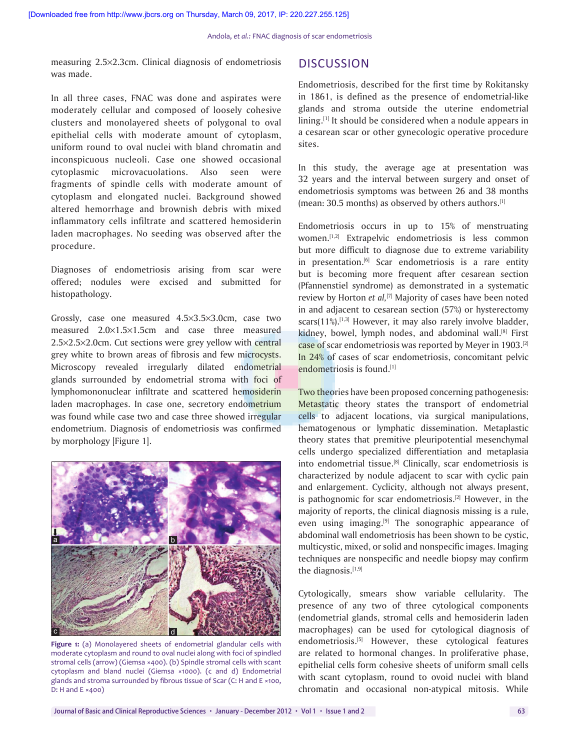measuring 2.5×2.3cm. Clinical diagnosis of endometriosis was made.

In all three cases, FNAC was done and aspirates were moderately cellular and composed of loosely cohesive clusters and monolayered sheets of polygonal to oval epithelial cells with moderate amount of cytoplasm, uniform round to oval nuclei with bland chromatin and inconspicuous nucleoli. Case one showed occasional cytoplasmic microvacuolations. Also seen were fragments of spindle cells with moderate amount of cytoplasm and elongated nuclei. Background showed altered hemorrhage and brownish debris with mixed inflammatory cells infiltrate and scattered hemosiderin laden macrophages. No seeding was observed after the procedure.

Diagnoses of endometriosis arising from scar were offered; nodules were excised and submitted for histopathology.

Grossly, case one measured 4.5×3.5×3.0cm, case two measured 2.0×1.5×1.5cm and case three measured 2.5×2.5×2.0cm. Cut sections were grey yellow with central grey white to brown areas of fibrosis and few microcysts. Microscopy revealed irregularly dilated endometrial glands surrounded by endometrial stroma with foci of lymphomononuclear infiltrate and scattered hemosiderin laden macrophages. In case one, secretory endometrium was found while case two and case three showed irregular endometrium. Diagnosis of endometriosis was confirmed by morphology [Figure 1].

**Figure 1:** (a) Monolayered sheets of endometrial glandular cells with moderate cytoplasm and round to oval nuclei along with foci of spindled stromal cells (arrow) (Giemsa ×400). (b) Spindle stromal cells with scant cytoplasm and bland nuclei (Giemsa ×1000). (c and d) Endometrial glands and stroma surrounded by fibrous tissue of Scar (C: H and E ×100, D: H and E ×400)

## DISCUSSION

Endometriosis, described for the first time by Rokitansky in 1861, is defined as the presence of endometrial-like glands and stroma outside the uterine endometrial lining.[1] It should be considered when a nodule appears in a cesarean scar or other gynecologic operative procedure sites.

In this study, the average age at presentation was 32 years and the interval between surgery and onset of endometriosis symptoms was between 26 and 38 months (mean: 30.5 months) as observed by others authors.[1]

Endometriosis occurs in up to 15% of menstruating women.[1,2] Extrapelvic endometriosis is less common but more difficult to diagnose due to extreme variability in presentation.[6] Scar endometriosis is a rare entity but is becoming more frequent after cesarean section (Pfannenstiel syndrome) as demonstrated in a systematic review by Horton *et al*,[7] Majority of cases have been noted in and adjacent to cesarean section (57%) or hysterectomy scars(11%).[1,3] However, it may also rarely involve bladder, kidney, bowel, lymph nodes, and abdominal wall.[8] First case of scar endometriosis was reported by Meyer in 1903.[2] In 24% of cases of scar endometriosis, concomitant pelvic endometriosis is found.[1]

Two theories have been proposed concerning pathogenesis: Metastatic theory states the transport of endometrial cells to adjacent locations, via surgical manipulations, hematogenous or lymphatic dissemination. Metaplastic theory states that premitive pleuripotential mesenchymal cells undergo specialized differentiation and metaplasia into endometrial tissue.[8] Clinically, scar endometriosis is characterized by nodule adjacent to scar with cyclic pain and enlargement. Cyclicity, although not always present, is pathognomonic for scar endometriosis.[2] However, in the majority of reports, the clinical diagnosis missing is a rule, even using imaging.[9] The sonographic appearance of abdominal wall endometriosis has been shown to be cystic, multicystic, mixed, or solid and nonspecific images. Imaging techniques are nonspecific and needle biopsy may confirm the diagnosis.[1,9]

Cytologically, smears show variable cellularity. The presence of any two of three cytological components (endometrial glands, stromal cells and hemosiderin laden macrophages) can be used for cytological diagnosis of endometriosis.[5] However, these cytological features are related to hormonal changes. In proliferative phase, epithelial cells form cohesive sheets of uniform small cells with scant cytoplasm, round to ovoid nuclei with bland chromatin and occasional non-atypical mitosis. While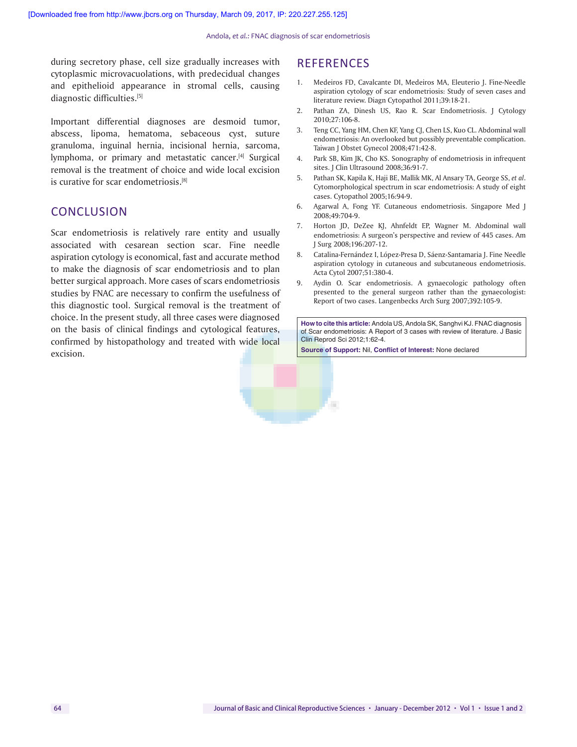during secretory phase, cell size gradually increases with cytoplasmic microvacuolations, with predecidual changes and epithelioid appearance in stromal cells, causing diagnostic difficulties.[5]

Important differential diagnoses are desmoid tumor, abscess, lipoma, hematoma, sebaceous cyst, suture granuloma, inguinal hernia, incisional hernia, sarcoma, lymphoma, or primary and metastatic cancer.[4] Surgical removal is the treatment of choice and wide local excision is curative for scar endometriosis.[8]

## CONCLUSION

Scar endometriosis is relatively rare entity and usually associated with cesarean section scar. Fine needle aspiration cytology is economical, fast and accurate method to make the diagnosis of scar endometriosis and to plan better surgical approach. More cases of scars endometriosis studies by FNAC are necessary to confirm the usefulness of this diagnostic tool. Surgical removal is the treatment of choice. In the present study, all three cases were diagnosed on the basis of clinical findings and cytological features, confirmed by histopathology and treated with wide local excision.

## REFERENCES

1. Medeiros FD, Cavalcante DI, Medeiros MA, Eleuterio J. Fine-Needle aspiration cytology of scar endometriosis: Study of seven cases and literature review. Diagn Cytopathol 2011;39:18-21.
2. Pathan ZA, Dinesh US, Rao R. Scar Endometriosis. J Cytology 2010;27:106-8.
3. Teng CC, Yang HM, Chen KF, Yang CJ, Chen LS, Kuo CL. Abdominal wall endometriosis: An overlooked but possibly preventable complication. Taiwan J Obstet Gynecol 2008;471:42-8.
4. Park SB, Kim JK, Cho KS. Sonography of endometriosis in infrequent sites. J Clin Ultrasound 2008;36:91-7.
5. Pathan SK, Kapila K, Haji BE, Mallik MK, Al Ansary TA, George SS, *et al*. Cytomorphological spectrum in scar endometriosis: A study of eight cases. Cytopathol 2005;16:94-9.
6. Agarwal A, Fong YF. Cutaneous endometriosis. Singapore Med J 2008;49:704-9.
7. Horton JD, DeZee KJ, Ahnfeldt EP, Wagner M. Abdominal wall endometriosis: A surgeon's perspective and review of 445 cases. Am J Surg 2008;196:207-12.
8. Catalina-Fernández I, López-Presa D, Sáenz-Santamaria J. Fine Needle aspiration cytology in cutaneous and subcutaneous endometriosis. Acta Cytol 2007;51:380-4.
9. Aydin O. Scar endometriosis. A gynaecologic pathology often presented to the general surgeon rather than the gynaecologist: Report of two cases. Langenbecks Arch Surg 2007;392:105-9.

**How to cite this article:** Andola US, Andola SK, Sanghvi KJ. FNAC diagnosis of Scar endometriosis: A Report of 3 cases with review of literature. J Basic Clin Reprod Sci 2012;1:62-4.

**Source of Support:** Nil, **Conflict of Interest:** None declared